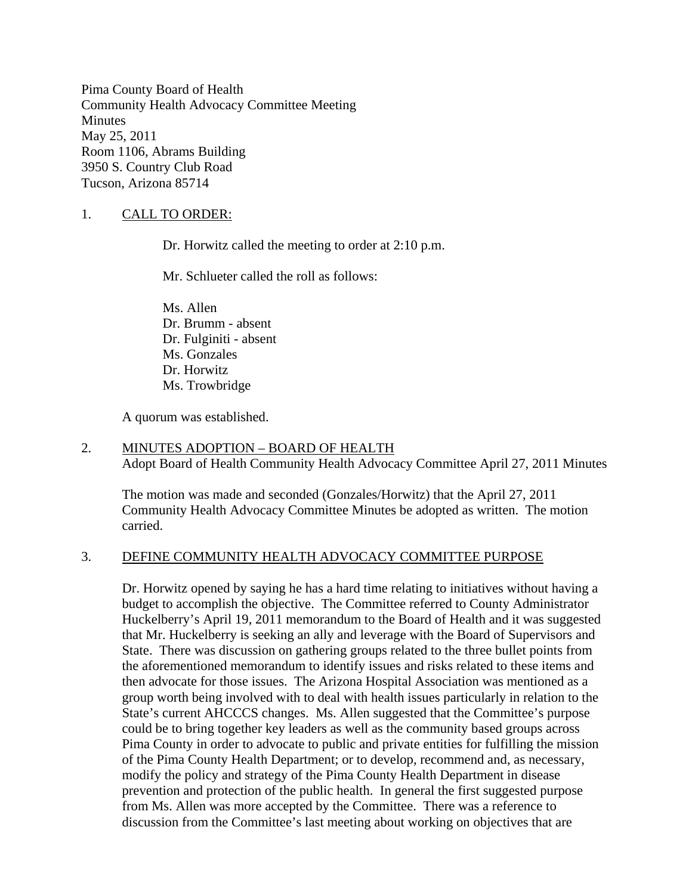Pima County Board of Health
Community Health Advocacy Committee Meeting
Minutes
May 25, 2011
Room 1106, Abrams Building
3950 S. Country Club Road
Tucson, Arizona 85714

1. CALL TO ORDER:

   Dr. Horwitz called the meeting to order at 2:10 p.m.

   Mr. Schlueter called the roll as follows:

   Ms. Allen
   Dr. Brumm - absent
   Dr. Fulginiti - absent
   Ms. Gonzales
   Dr. Horwitz
   Ms. Trowbridge

   A quorum was established.

2. MINUTES ADOPTION – BOARD OF HEALTH
   Adopt Board of Health Community Health Advocacy Committee April 27, 2011 Minutes

   The motion was made and seconded (Gonzales/Horwitz) that the April 27, 2011 Community Health Advocacy Committee Minutes be adopted as written. The motion carried.

3. DEFINE COMMUNITY HEALTH ADVOCACY COMMITTEE PURPOSE

   Dr. Horwitz opened by saying he has a hard time relating to initiatives without having a budget to accomplish the objective. The Committee referred to County Administrator Huckelberry's April 19, 2011 memorandum to the Board of Health and it was suggested that Mr. Huckelberry is seeking an ally and leverage with the Board of Supervisors and State. There was discussion on gathering groups related to the three bullet points from the aforementioned memorandum to identify issues and risks related to these items and then advocate for those issues. The Arizona Hospital Association was mentioned as a group worth being involved with to deal with health issues particularly in relation to the State's current AHCCCS changes. Ms. Allen suggested that the Committee's purpose could be to bring together key leaders as well as the community based groups across Pima County in order to advocate to public and private entities for fulfilling the mission of the Pima County Health Department; or to develop, recommend and, as necessary, modify the policy and strategy of the Pima County Health Department in disease prevention and protection of the public health. In general the first suggested purpose from Ms. Allen was more accepted by the Committee. There was a reference to discussion from the Committee's last meeting about working on objectives that are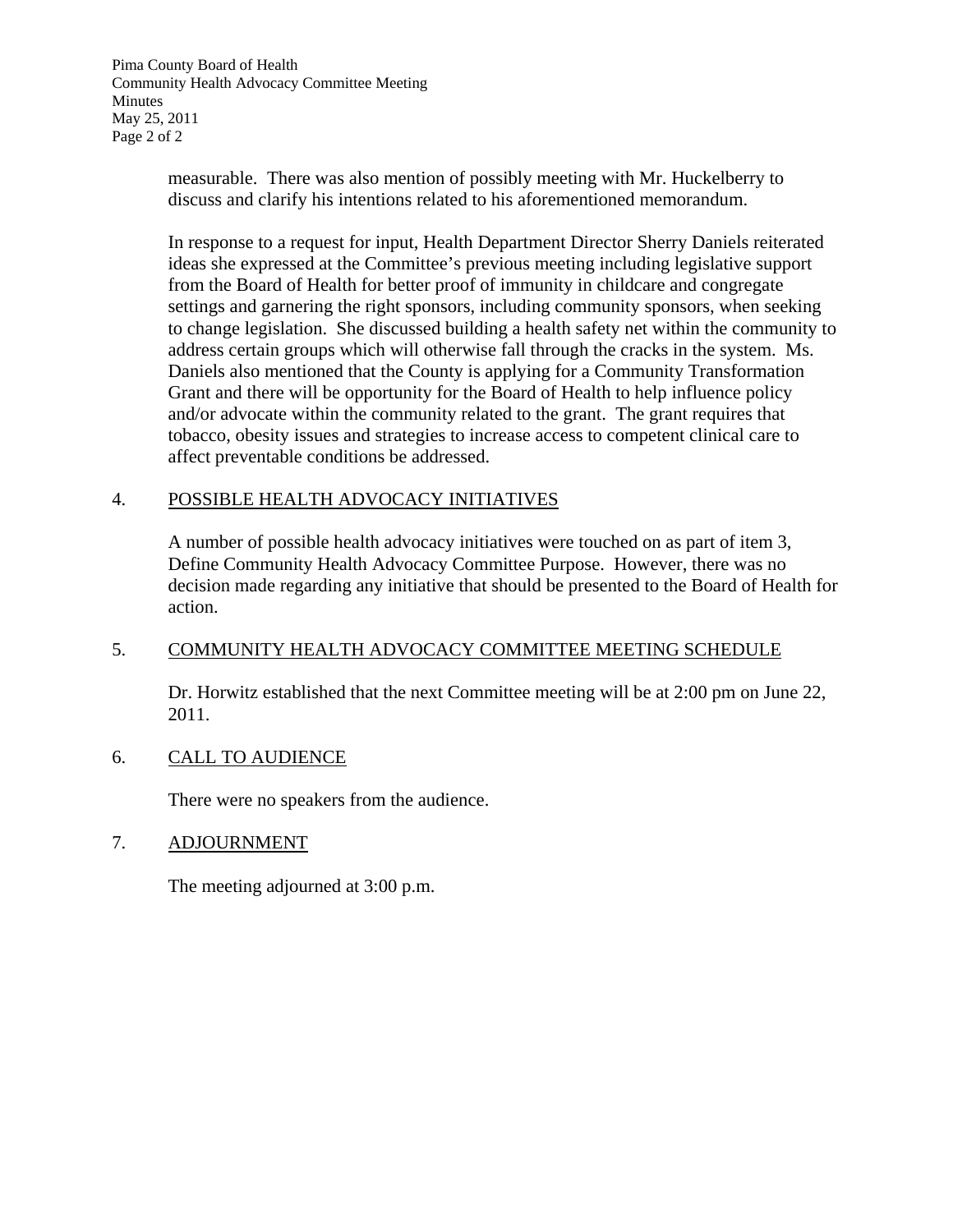measurable. There was also mention of possibly meeting with Mr. Huckelberry to discuss and clarify his intentions related to his aforementioned memorandum.

In response to a request for input, Health Department Director Sherry Daniels reiterated ideas she expressed at the Committee's previous meeting including legislative support from the Board of Health for better proof of immunity in childcare and congregate settings and garnering the right sponsors, including community sponsors, when seeking to change legislation. She discussed building a health safety net within the community to address certain groups which will otherwise fall through the cracks in the system. Ms. Daniels also mentioned that the County is applying for a Community Transformation Grant and there will be opportunity for the Board of Health to help influence policy and/or advocate within the community related to the grant. The grant requires that tobacco, obesity issues and strategies to increase access to competent clinical care to affect preventable conditions be addressed.

4. POSSIBLE HEALTH ADVOCACY INITIATIVES

A number of possible health advocacy initiatives were touched on as part of item 3, Define Community Health Advocacy Committee Purpose. However, there was no decision made regarding any initiative that should be presented to the Board of Health for action.

5. COMMUNITY HEALTH ADVOCACY COMMITTEE MEETING SCHEDULE

Dr. Horwitz established that the next Committee meeting will be at 2:00 pm on June 22, 2011.

6. CALL TO AUDIENCE

There were no speakers from the audience.

7. ADJOURNMENT

The meeting adjourned at 3:00 p.m.